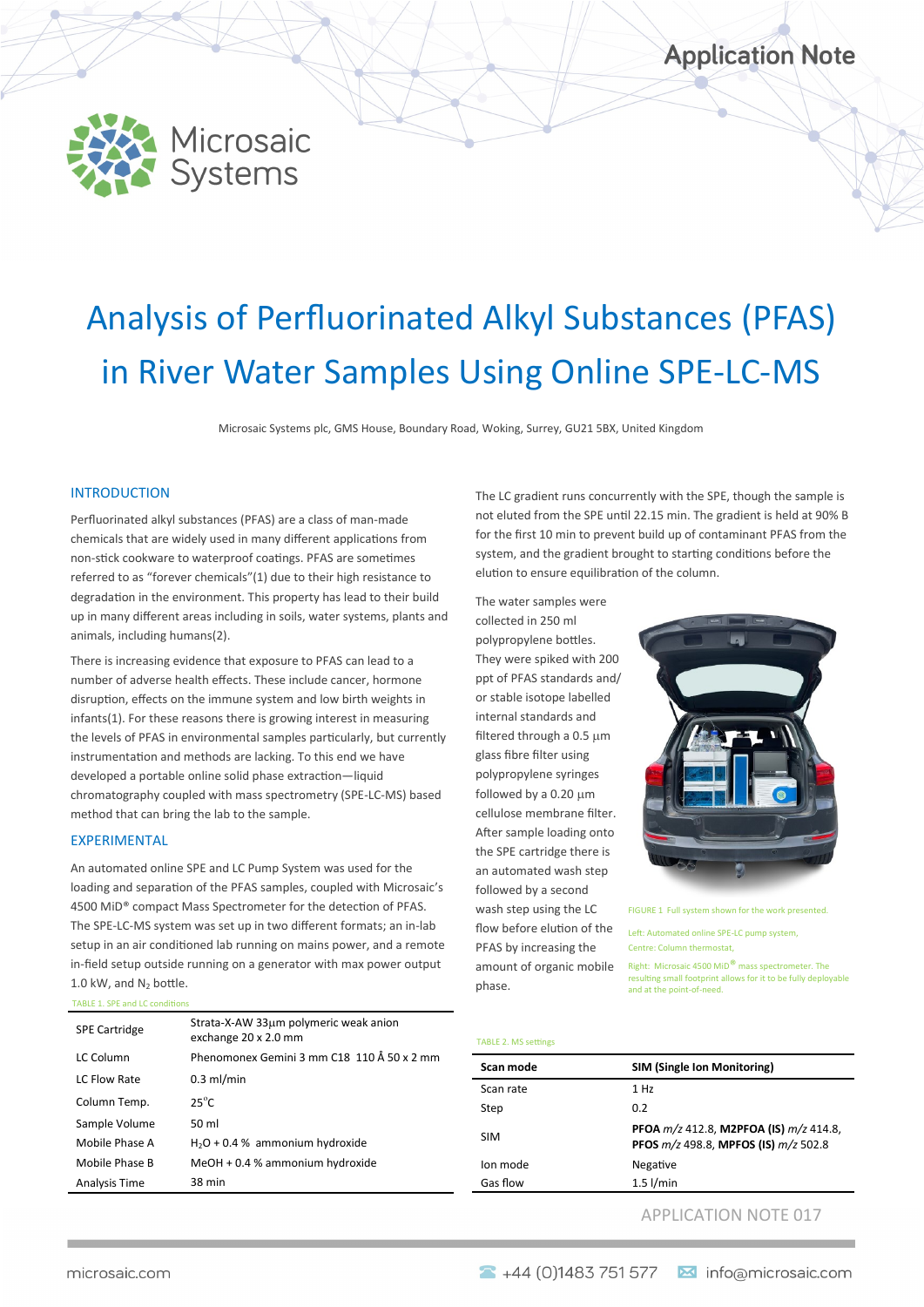Application Note

Microsaic Systems

# Analysis of Perfluorinated Alkyl Substances (PFAS) in River Water Samples Using Online SPE-LC-MS

Microsaic Systems plc, GMS House, Boundary Road, Woking, Surrey, GU21 5BX, United Kingdom

## INTRODUCTION

Perfluorinated alkyl substances (PFAS) are a class of man-made chemicals that are widely used in many different applications from non-stick cookware to waterproof coatings. PFAS are sometimes referred to as "forever chemicals"(1) due to their high resistance to degradation in the environment. This property has lead to their build up in many different areas including in soils, water systems, plants and animals, including humans(2).

There is increasing evidence that exposure to PFAS can lead to a number of adverse health effects. These include cancer, hormone disruption, effects on the immune system and low birth weights in infants(1). For these reasons there is growing interest in measuring the levels of PFAS in environmental samples particularly, but currently instrumentation and methods are lacking. To this end we have developed a portable online solid phase extraction—liquid chromatography coupled with mass spectrometry (SPE-LC-MS) based method that can bring the lab to the sample.

## EXPERIMENTAL

An automated online SPE and LC Pump System was used for the loading and separation of the PFAS samples, coupled with Microsaic's 4500 MiD® compact Mass Spectrometer for the detection of PFAS. The SPE-LC-MS system was set up in two different formats; an in-lab setup in an air conditioned lab running on mains power, and a remote in-field setup outside running on a generator with max power output 1.0 kW, and $N_2$ bottle.

TABLE 1. SPE and LC conditions

| | |
|---|---|
| SPE Cartridge | Strata-X-AW 33µm polymeric weak anion exchange 20 x 2.0 mm |
| LC Column | Phenomonex Gemini 3 mm C18 110 Å 50 x 2 mm |
| LC Flow Rate | 0.3 ml/min |
| Column Temp. | 25°C |
| Sample Volume | 50 ml |
| Mobile Phase A | $H_2O$ + 0.4 % ammonium hydroxide |
| Mobile Phase B | MeOH + 0.4 % ammonium hydroxide |
| Analysis Time | 38 min |

The LC gradient runs concurrently with the SPE, though the sample is not eluted from the SPE until 22.15 min. The gradient is held at 90% B for the first 10 min to prevent build up of contaminant PFAS from the system, and the gradient brought to starting conditions before the elution to ensure equilibration of the column.

The water samples were collected in 250 ml polypropylene bottles. They were spiked with 200 ppt of PFAS standards and/ or stable isotope labelled internal standards and filtered through a 0.5 µm glass fibre filter using polypropylene syringes followed by a 0.20 µm cellulose membrane filter. After sample loading onto the SPE cartridge there is an automated wash step followed by a second wash step using the LC flow before elution of the PFAS by increasing the amount of organic mobile phase.

FIGURE 1 Full system shown for the work presented.

Left: Automated online SPE-LC pump system,

Centre: Column thermostat,

Right: Microsaic 4500 MiD® mass spectrometer. The resulting small footprint allows for it to be fully deployable and at the point-of-need.

TABLE 2. MS settings

| Scan mode | SIM (Single Ion Monitoring) |
|---|---|
| Scan rate | 1 Hz |
| Step | 0.2 |
| SIM | **PFOA** *m/z* 412.8, **M2PFOA (IS)** *m/z* 414.8, **PFOS** *m/z* 498.8, **MPFOS (IS)** *m/z* 502.8 |
| Ion mode | Negative |
| Gas flow | 1.5 l/min |

APPLICATION NOTE 017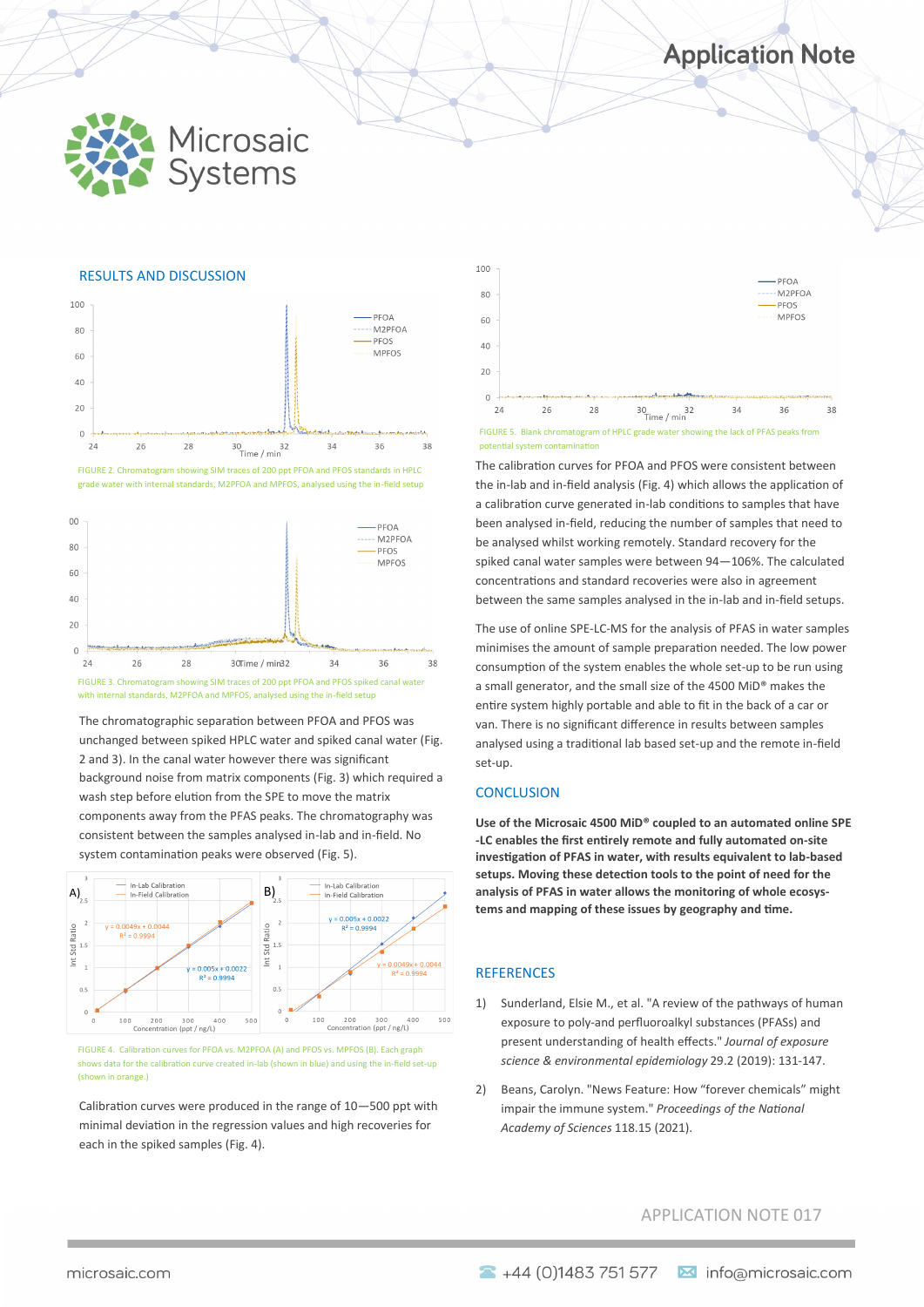## RESULTS AND DISCUSSION

100
80
60
40
20
0
24 26 28 30 32 34 36 38
Time / min
PFOA
M2PFOA
PFOS
MPFOS

FIGURE 2. Chromatogram showing SIM traces of 200 ppt PFOA and PFOS standards in HPLC grade water with internal standards, M2PFOA and MPFOS, analysed using the in-field setup

00
80
60
40
20
0
24 26 28 30 Time / min 32 34 36 38
PFOA
M2PFOA
PFOS
MPFOS

FIGURE 3. Chromatogram showing SIM traces of 200 ppt PFOA and PFOS spiked canal water with internal standards, M2PFOA and MPFOS, analysed using the in-field setup

The chromatographic separation between PFOA and PFOS was unchanged between spiked HPLC water and spiked canal water (Fig. 2 and 3). In the canal water however there was significant background noise from matrix components (Fig. 3) which required a wash step before elution from the SPE to move the matrix components away from the PFAS peaks. The chromatography was consistent between the samples analysed in-lab and in-field. No system contamination peaks were observed (Fig. 5).

A)
In-Lab Calibration
In-Field Calibration
y = 0.0049x + 0.0044
$R^2$ = 0.9994
y = 0.005x + 0.0022
$R^2$ = 0.9994
Int Std Ratio
Concentration (ppt / ng/L)

B)
In-Lab Calibration
In-Field Calibration
y = 0.005x + 0.0022
$R^2$ = 0.9994
y = 0.0049x + 0.0044
$R^2$ = 0.9994
Int Std Ratio
Concentration (ppt / ng/L)

FIGURE 4. Calibration curves for PFOA vs. M2PFOA (A) and PFOS vs. MPFOS (B). Each graph shows data for the calibration curve created in-lab (shown in blue) and using the in-field set-up (shown in orange.)

Calibration curves were produced in the range of 10—500 ppt with minimal deviation in the regression values and high recoveries for each in the spiked samples (Fig. 4).

100
80
60
40
20
0
24 26 28 30 32 34 36 38
Time / min
PFOA
M2PFOA
PFOS
MPFOS

FIGURE 5. Blank chromatogram of HPLC grade water showing the lack of PFAS peaks from potential system contamination

The calibration curves for PFOA and PFOS were consistent between the in-lab and in-field analysis (Fig. 4) which allows the application of a calibration curve generated in-lab conditions to samples that have been analysed in-field, reducing the number of samples that need to be analysed whilst working remotely. Standard recovery for the spiked canal water samples were between 94—106%. The calculated concentrations and standard recoveries were also in agreement between the same samples analysed in the in-lab and in-field setups.

The use of online SPE-LC-MS for the analysis of PFAS in water samples minimises the amount of sample preparation needed. The low power consumption of the system enables the whole set-up to be run using a small generator, and the small size of the 4500 MiD® makes the entire system highly portable and able to fit in the back of a car or van. There is no significant difference in results between samples analysed using a traditional lab based set-up and the remote in-field set-up.

## CONCLUSION

**Use of the Microsaic 4500 MiD® coupled to an automated online SPE -LC enables the first entirely remote and fully automated on-site investigation of PFAS in water, with results equivalent to lab-based setups. Moving these detection tools to the point of need for the analysis of PFAS in water allows the monitoring of whole ecosystems and mapping of these issues by geography and time.**

## REFERENCES

1) Sunderland, Elsie M., et al. "A review of the pathways of human exposure to poly-and perfluoroalkyl substances (PFASs) and present understanding of health effects." *Journal of exposure science & environmental epidemiology* 29.2 (2019): 131-147.

2) Beans, Carolyn. "News Feature: How "forever chemicals" might impair the immune system." *Proceedings of the National Academy of Sciences* 118.15 (2021).

APPLICATION NOTE 017